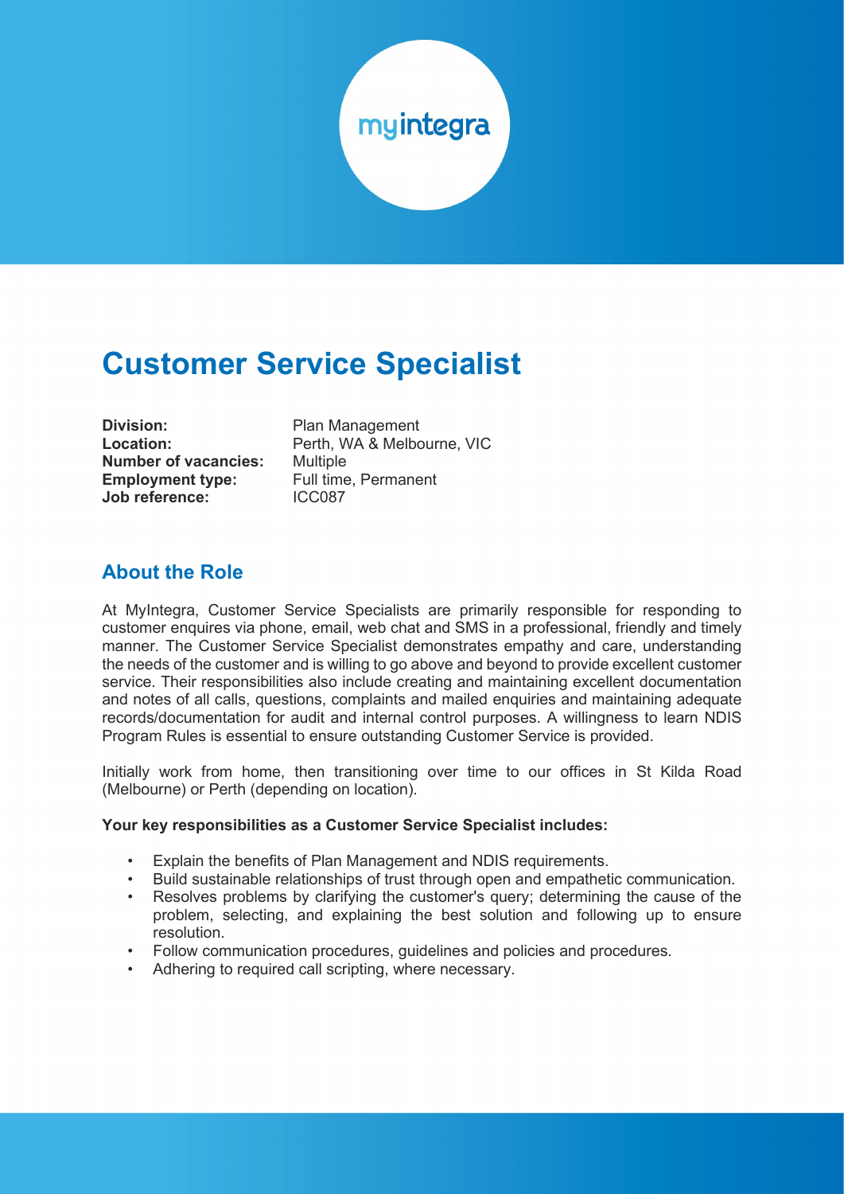myintegra

# Customer Service Specialist

**Division:** Plan Management
**Location:** Perth, WA & Melbourne, VIC
**Number of vacancies:** Multiple
**Employment type:** Full time, Permanent
**Job reference:** ICC087

## About the Role

At MyIntegra, Customer Service Specialists are primarily responsible for responding to customer enquires via phone, email, web chat and SMS in a professional, friendly and timely manner. The Customer Service Specialist demonstrates empathy and care, understanding the needs of the customer and is willing to go above and beyond to provide excellent customer service. Their responsibilities also include creating and maintaining excellent documentation and notes of all calls, questions, complaints and mailed enquiries and maintaining adequate records/documentation for audit and internal control purposes. A willingness to learn NDIS Program Rules is essential to ensure outstanding Customer Service is provided.

Initially work from home, then transitioning over time to our offices in St Kilda Road (Melbourne) or Perth (depending on location).

**Your key responsibilities as a Customer Service Specialist includes:**

- Explain the benefits of Plan Management and NDIS requirements.
- Build sustainable relationships of trust through open and empathetic communication.
- Resolves problems by clarifying the customer's query; determining the cause of the problem, selecting, and explaining the best solution and following up to ensure resolution.
- Follow communication procedures, guidelines and policies and procedures.
- Adhering to required call scripting, where necessary.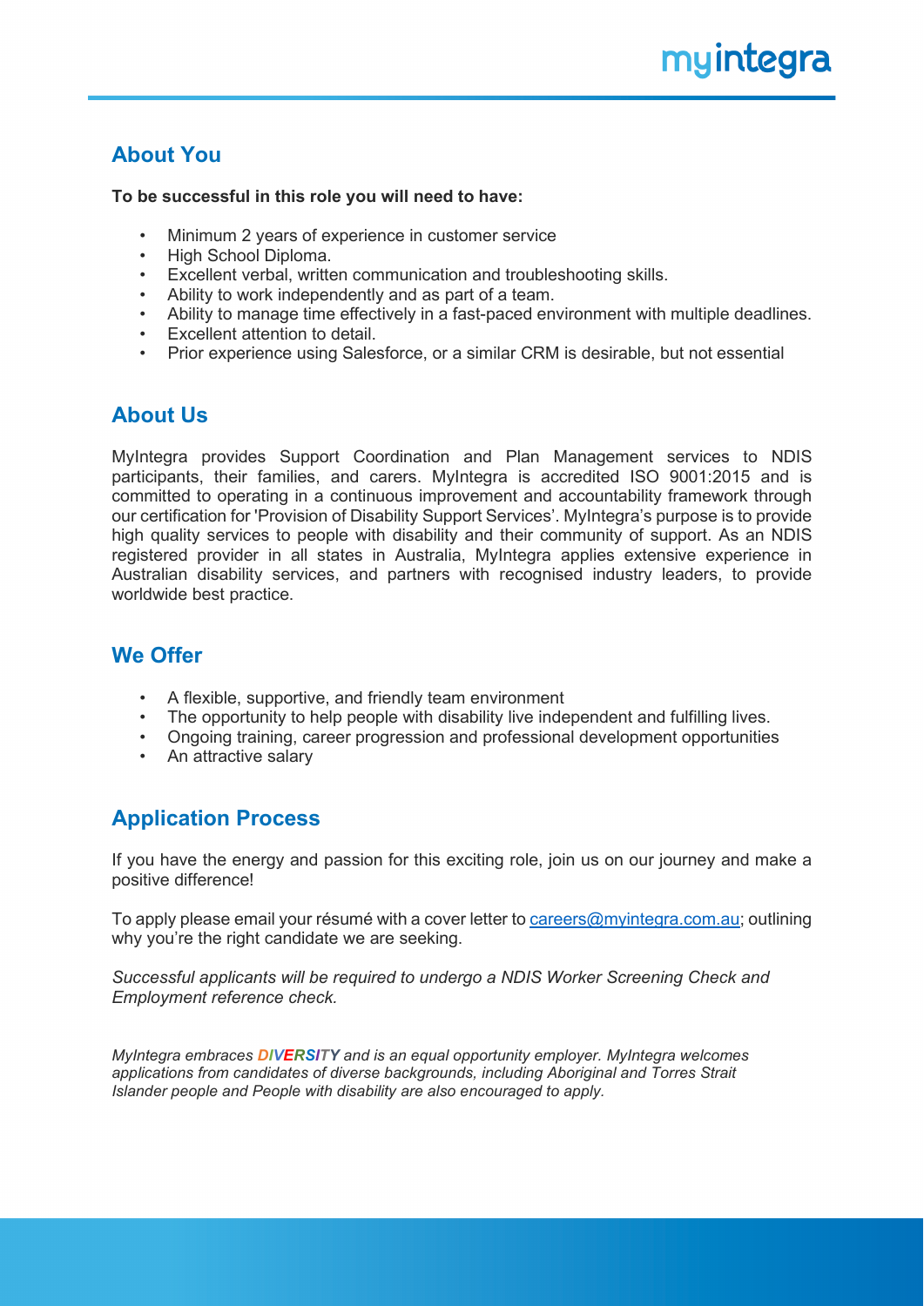## About You

**To be successful in this role you will need to have:**

- Minimum 2 years of experience in customer service
- High School Diploma.
- Excellent verbal, written communication and troubleshooting skills.
- Ability to work independently and as part of a team.
- Ability to manage time effectively in a fast-paced environment with multiple deadlines.
- Excellent attention to detail.
- Prior experience using Salesforce, or a similar CRM is desirable, but not essential

## About Us

MyIntegra provides Support Coordination and Plan Management services to NDIS participants, their families, and carers. MyIntegra is accredited ISO 9001:2015 and is committed to operating in a continuous improvement and accountability framework through our certification for 'Provision of Disability Support Services'. MyIntegra's purpose is to provide high quality services to people with disability and their community of support. As an NDIS registered provider in all states in Australia, MyIntegra applies extensive experience in Australian disability services, and partners with recognised industry leaders, to provide worldwide best practice.

## We Offer

- A flexible, supportive, and friendly team environment
- The opportunity to help people with disability live independent and fulfilling lives.
- Ongoing training, career progression and professional development opportunities
- An attractive salary

## Application Process

If you have the energy and passion for this exciting role, join us on our journey and make a positive difference!

To apply please email your résumé with a cover letter to careers@myintegra.com.au; outlining why you're the right candidate we are seeking.

*Successful applicants will be required to undergo a NDIS Worker Screening Check and Employment reference check.*

*MyIntegra embraces **DIVERSITY** and is an equal opportunity employer. MyIntegra welcomes applications from candidates of diverse backgrounds, including Aboriginal and Torres Strait Islander people and People with disability are also encouraged to apply.*